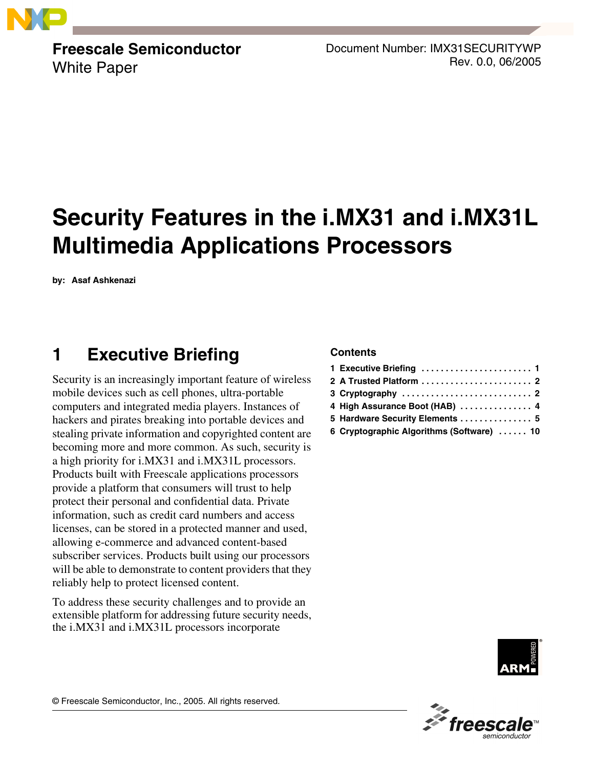Freescale Semiconductor
White Paper

Document Number: IMX31SECURITYWP
Rev. 0.0, 06/2005

# Security Features in the i.MX31 and i.MX31L Multimedia Applications Processors

**by: Asaf Ashkenazi**

**Contents**

| | | |
|---|---|---|
| 1 | Executive Briefing | 1 |
| 2 | A Trusted Platform | 2 |
| 3 | Cryptography | 2 |
| 4 | High Assurance Boot (HAB) | 4 |
| 5 | Hardware Security Elements | 5 |
| 6 | Cryptographic Algorithms (Software) | 10 |

## 1 Executive Briefing

Security is an increasingly important feature of wireless mobile devices such as cell phones, ultra-portable computers and integrated media players. Instances of hackers and pirates breaking into portable devices and stealing private information and copyrighted content are becoming more and more common. As such, security is a high priority for i.MX31 and i.MX31L processors. Products built with Freescale applications processors provide a platform that consumers will trust to help protect their personal and confidential data. Private information, such as credit card numbers and access licenses, can be stored in a protected manner and used, allowing e-commerce and advanced content-based subscriber services. Products built using our processors will be able to demonstrate to content providers that they reliably help to protect licensed content.

To address these security challenges and to provide an extensible platform for addressing future security needs, the i.MX31 and i.MX31L processors incorporate

© Freescale Semiconductor, Inc., 2005. All rights reserved.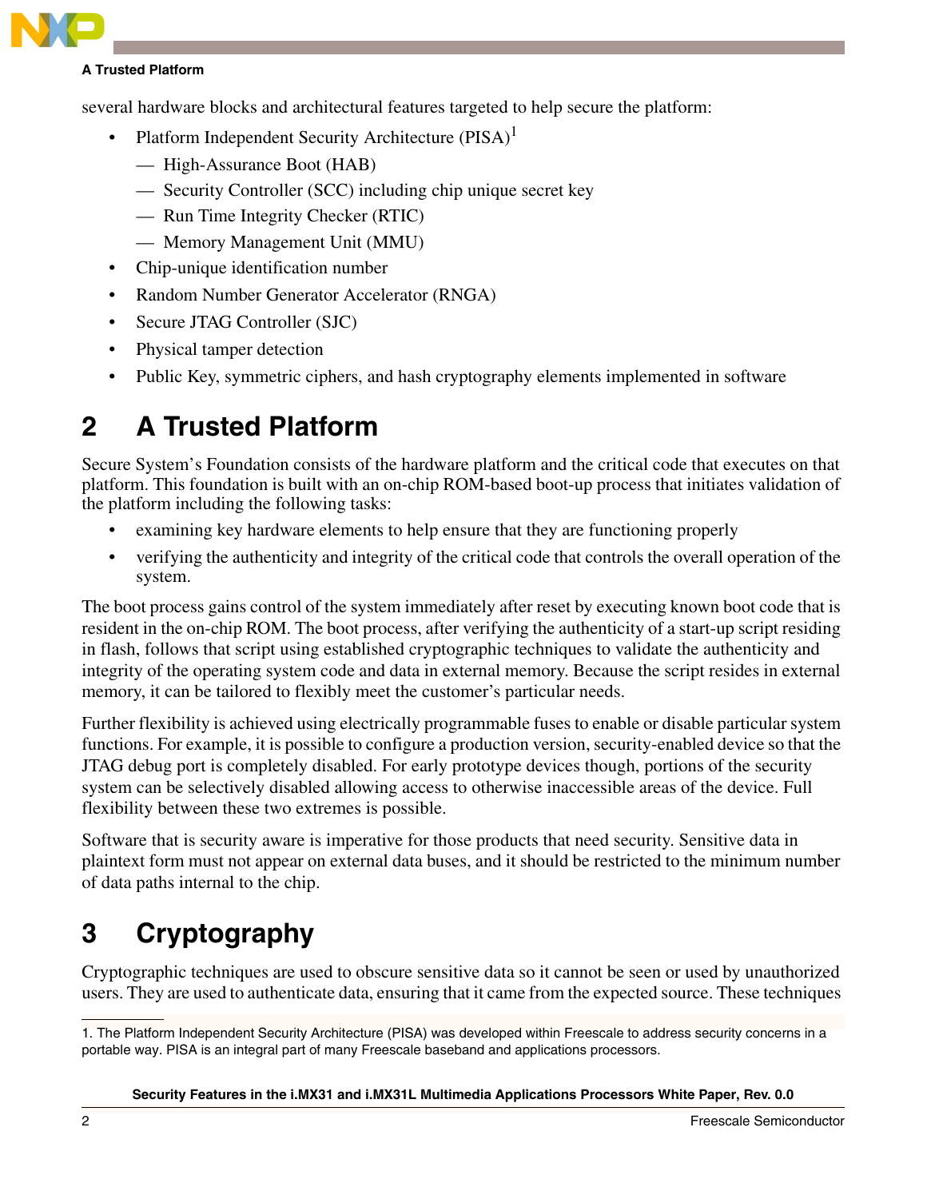several hardware blocks and architectural features targeted to help secure the platform:

- Platform Independent Security Architecture (PISA)[1]
  - High-Assurance Boot (HAB)
  - Security Controller (SCC) including chip unique secret key
  - Run Time Integrity Checker (RTIC)
  - Memory Management Unit (MMU)
- Chip-unique identification number
- Random Number Generator Accelerator (RNGA)
- Secure JTAG Controller (SJC)
- Physical tamper detection
- Public Key, symmetric ciphers, and hash cryptography elements implemented in software

# 2 A Trusted Platform

Secure System's Foundation consists of the hardware platform and the critical code that executes on that platform. This foundation is built with an on-chip ROM-based boot-up process that initiates validation of the platform including the following tasks:

- examining key hardware elements to help ensure that they are functioning properly
- verifying the authenticity and integrity of the critical code that controls the overall operation of the system.

The boot process gains control of the system immediately after reset by executing known boot code that is resident in the on-chip ROM. The boot process, after verifying the authenticity of a start-up script residing in flash, follows that script using established cryptographic techniques to validate the authenticity and integrity of the operating system code and data in external memory. Because the script resides in external memory, it can be tailored to flexibly meet the customer's particular needs.

Further flexibility is achieved using electrically programmable fuses to enable or disable particular system functions. For example, it is possible to configure a production version, security-enabled device so that the JTAG debug port is completely disabled. For early prototype devices though, portions of the security system can be selectively disabled allowing access to otherwise inaccessible areas of the device. Full flexibility between these two extremes is possible.

Software that is security aware is imperative for those products that need security. Sensitive data in plaintext form must not appear on external data buses, and it should be restricted to the minimum number of data paths internal to the chip.

# 3 Cryptography

Cryptographic techniques are used to obscure sensitive data so it cannot be seen or used by unauthorized users. They are used to authenticate data, ensuring that it came from the expected source. These techniques

1. The Platform Independent Security Architecture (PISA) was developed within Freescale to address security concerns in a portable way. PISA is an integral part of many Freescale baseband and applications processors.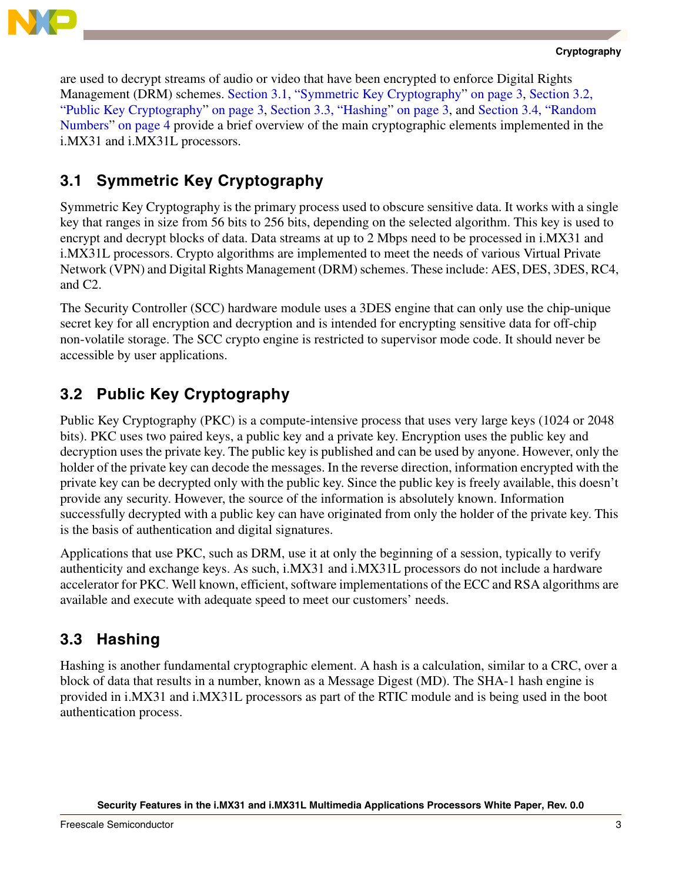are used to decrypt streams of audio or video that have been encrypted to enforce Digital Rights Management (DRM) schemes. Section 3.1, "Symmetric Key Cryptography" on page 3, Section 3.2, "Public Key Cryptography" on page 3, Section 3.3, "Hashing" on page 3, and Section 3.4, "Random Numbers" on page 4 provide a brief overview of the main cryptographic elements implemented in the i.MX31 and i.MX31L processors.

## 3.1 Symmetric Key Cryptography

Symmetric Key Cryptography is the primary process used to obscure sensitive data. It works with a single key that ranges in size from 56 bits to 256 bits, depending on the selected algorithm. This key is used to encrypt and decrypt blocks of data. Data streams at up to 2 Mbps need to be processed in i.MX31 and i.MX31L processors. Crypto algorithms are implemented to meet the needs of various Virtual Private Network (VPN) and Digital Rights Management (DRM) schemes. These include: AES, DES, 3DES, RC4, and C2.

The Security Controller (SCC) hardware module uses a 3DES engine that can only use the chip-unique secret key for all encryption and decryption and is intended for encrypting sensitive data for off-chip non-volatile storage. The SCC crypto engine is restricted to supervisor mode code. It should never be accessible by user applications.

## 3.2 Public Key Cryptography

Public Key Cryptography (PKC) is a compute-intensive process that uses very large keys (1024 or 2048 bits). PKC uses two paired keys, a public key and a private key. Encryption uses the public key and decryption uses the private key. The public key is published and can be used by anyone. However, only the holder of the private key can decode the messages. In the reverse direction, information encrypted with the private key can be decrypted only with the public key. Since the public key is freely available, this doesn't provide any security. However, the source of the information is absolutely known. Information successfully decrypted with a public key can have originated from only the holder of the private key. This is the basis of authentication and digital signatures.

Applications that use PKC, such as DRM, use it at only the beginning of a session, typically to verify authenticity and exchange keys. As such, i.MX31 and i.MX31L processors do not include a hardware accelerator for PKC. Well known, efficient, software implementations of the ECC and RSA algorithms are available and execute with adequate speed to meet our customers' needs.

## 3.3 Hashing

Hashing is another fundamental cryptographic element. A hash is a calculation, similar to a CRC, over a block of data that results in a number, known as a Message Digest (MD). The SHA-1 hash engine is provided in i.MX31 and i.MX31L processors as part of the RTIC module and is being used in the boot authentication process.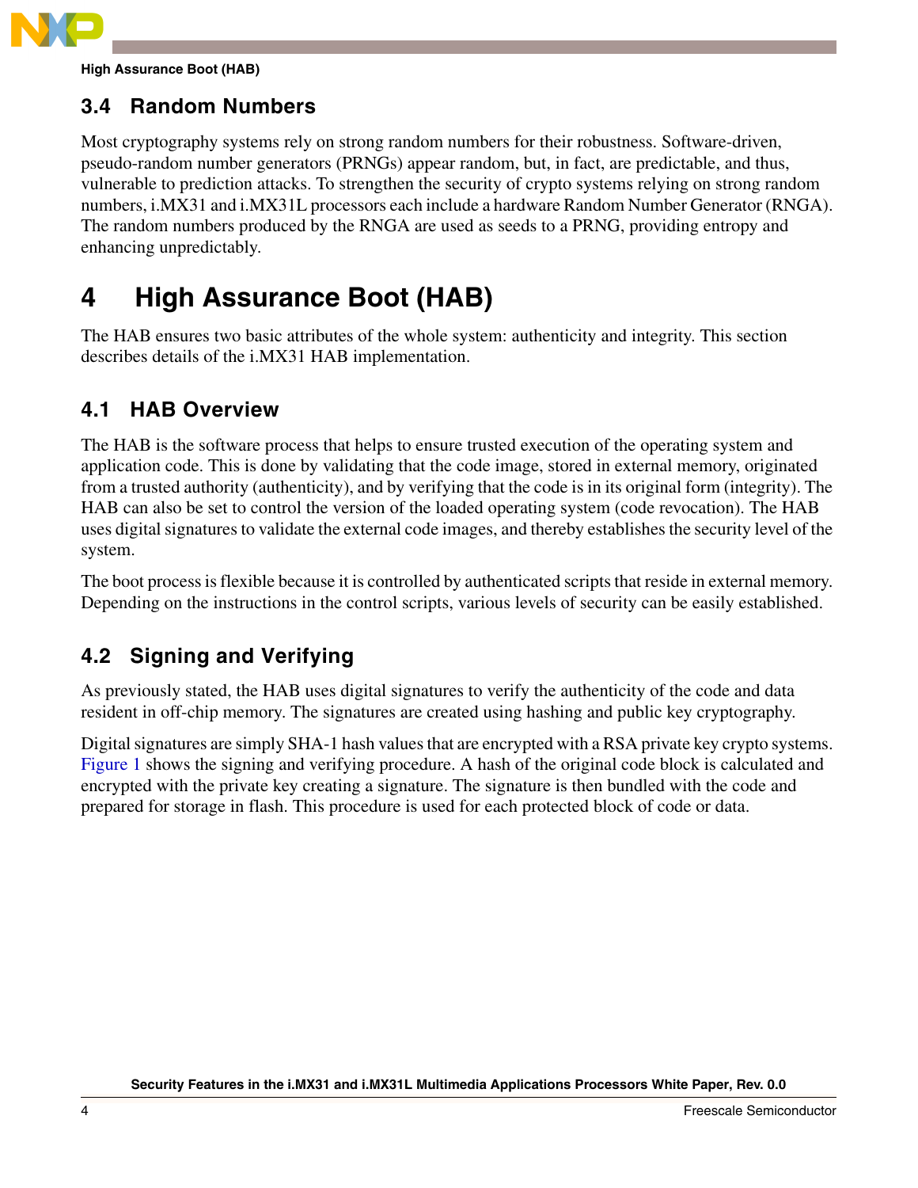### 3.4 Random Numbers

Most cryptography systems rely on strong random numbers for their robustness. Software-driven, pseudo-random number generators (PRNGs) appear random, but, in fact, are predictable, and thus, vulnerable to prediction attacks. To strengthen the security of crypto systems relying on strong random numbers, i.MX31 and i.MX31L processors each include a hardware Random Number Generator (RNGA). The random numbers produced by the RNGA are used as seeds to a PRNG, providing entropy and enhancing unpredictably.

## 4 High Assurance Boot (HAB)

The HAB ensures two basic attributes of the whole system: authenticity and integrity. This section describes details of the i.MX31 HAB implementation.

### 4.1 HAB Overview

The HAB is the software process that helps to ensure trusted execution of the operating system and application code. This is done by validating that the code image, stored in external memory, originated from a trusted authority (authenticity), and by verifying that the code is in its original form (integrity). The HAB can also be set to control the version of the loaded operating system (code revocation). The HAB uses digital signatures to validate the external code images, and thereby establishes the security level of the system.

The boot process is flexible because it is controlled by authenticated scripts that reside in external memory. Depending on the instructions in the control scripts, various levels of security can be easily established.

### 4.2 Signing and Verifying

As previously stated, the HAB uses digital signatures to verify the authenticity of the code and data resident in off-chip memory. The signatures are created using hashing and public key cryptography.

Digital signatures are simply SHA-1 hash values that are encrypted with a RSA private key crypto systems. Figure 1 shows the signing and verifying procedure. A hash of the original code block is calculated and encrypted with the private key creating a signature. The signature is then bundled with the code and prepared for storage in flash. This procedure is used for each protected block of code or data.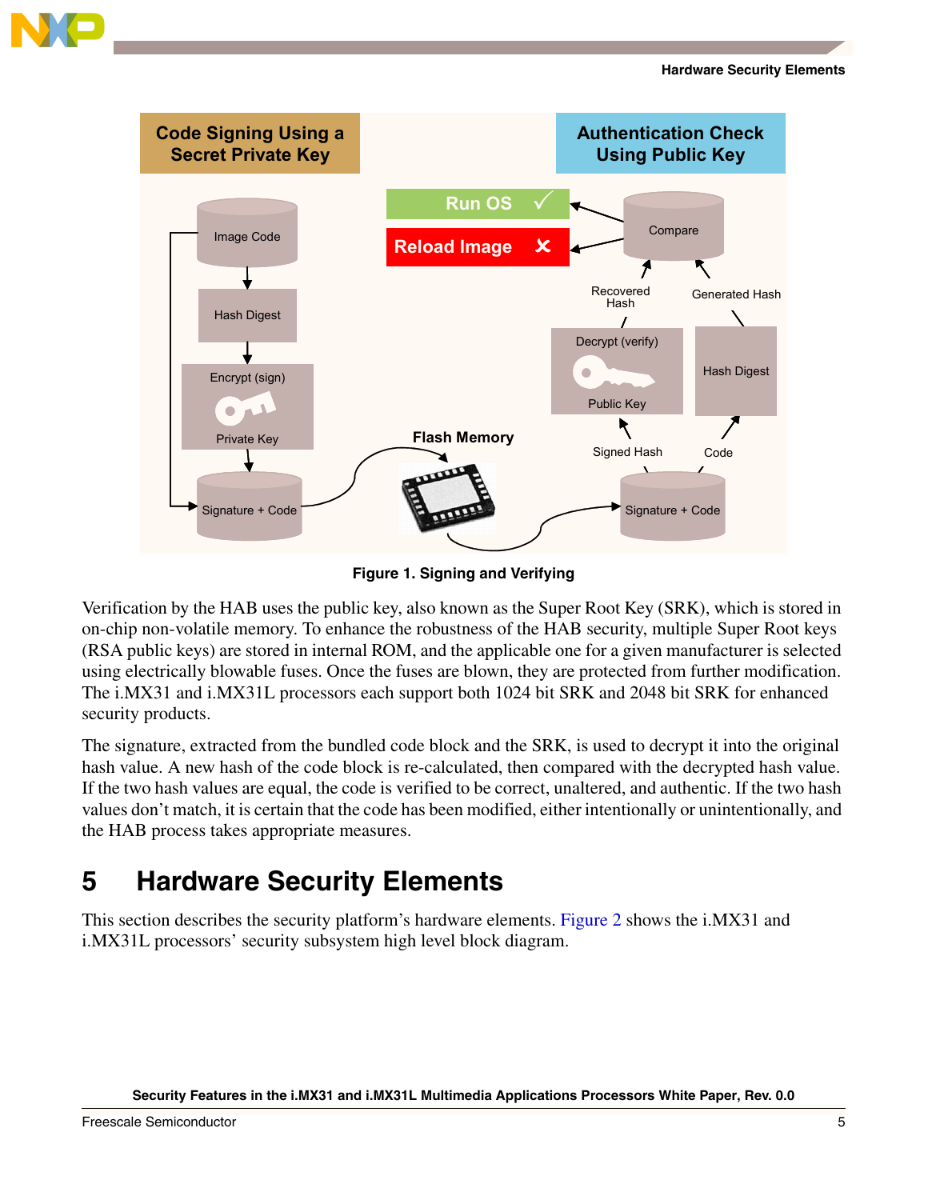**Figure 1. Signing and Verifying**

Verification by the HAB uses the public key, also known as the Super Root Key (SRK), which is stored in on-chip non-volatile memory. To enhance the robustness of the HAB security, multiple Super Root keys (RSA public keys) are stored in internal ROM, and the applicable one for a given manufacturer is selected using electrically blowable fuses. Once the fuses are blown, they are protected from further modification. The i.MX31 and i.MX31L processors each support both 1024 bit SRK and 2048 bit SRK for enhanced security products.

The signature, extracted from the bundled code block and the SRK, is used to decrypt it into the original hash value. A new hash of the code block is re-calculated, then compared with the decrypted hash value. If the two hash values are equal, the code is verified to be correct, unaltered, and authentic. If the two hash values don't match, it is certain that the code has been modified, either intentionally or unintentionally, and the HAB process takes appropriate measures.

# 5 Hardware Security Elements

This section describes the security platform's hardware elements. Figure 2 shows the i.MX31 and i.MX31L processors' security subsystem high level block diagram.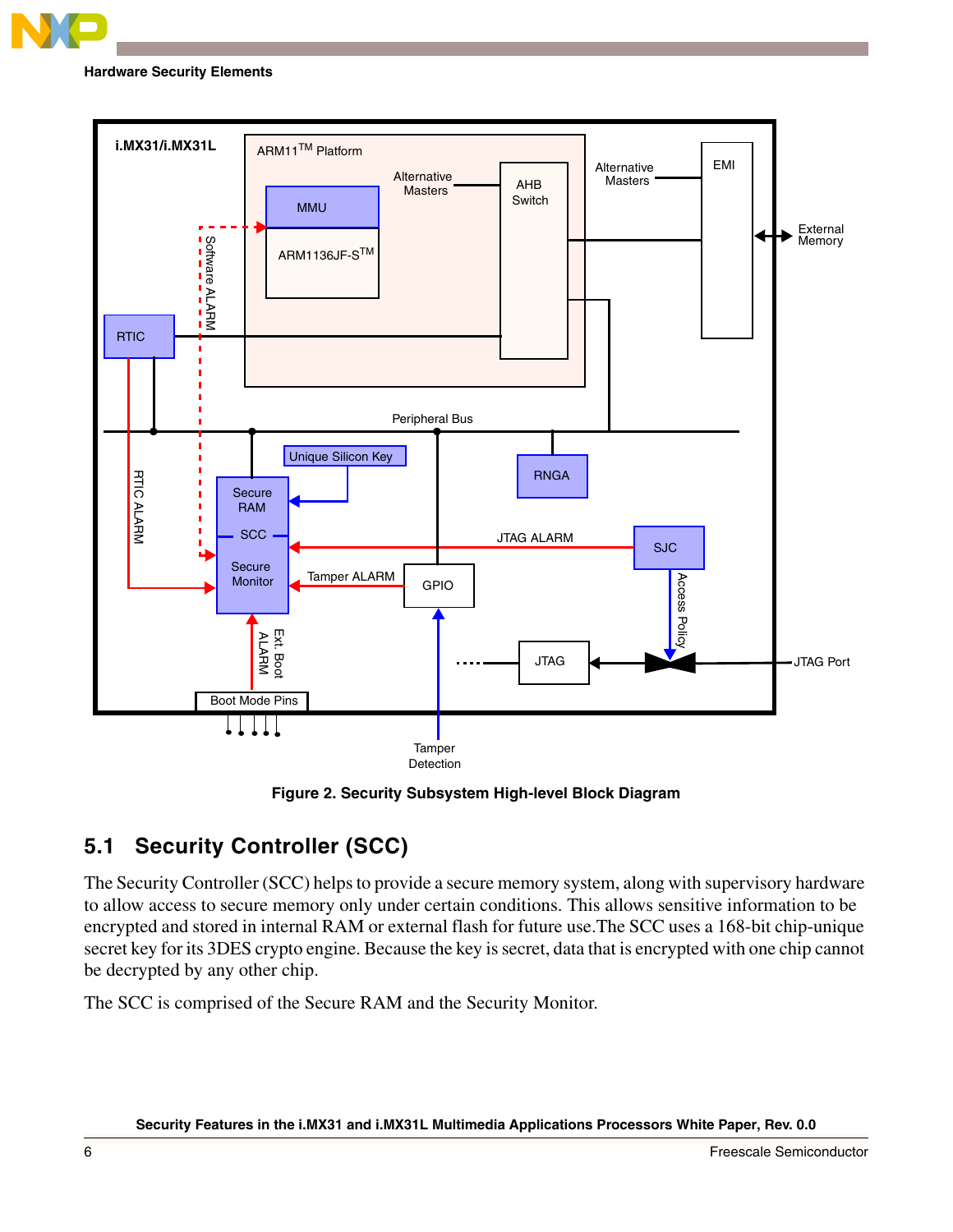Figure 2. Security Subsystem High-level Block Diagram

## 5.1 Security Controller (SCC)

The Security Controller (SCC) helps to provide a secure memory system, along with supervisory hardware to allow access to secure memory only under certain conditions. This allows sensitive information to be encrypted and stored in internal RAM or external flash for future use.The SCC uses a 168-bit chip-unique secret key for its 3DES crypto engine. Because the key is secret, data that is encrypted with one chip cannot be decrypted by any other chip.

The SCC is comprised of the Secure RAM and the Security Monitor.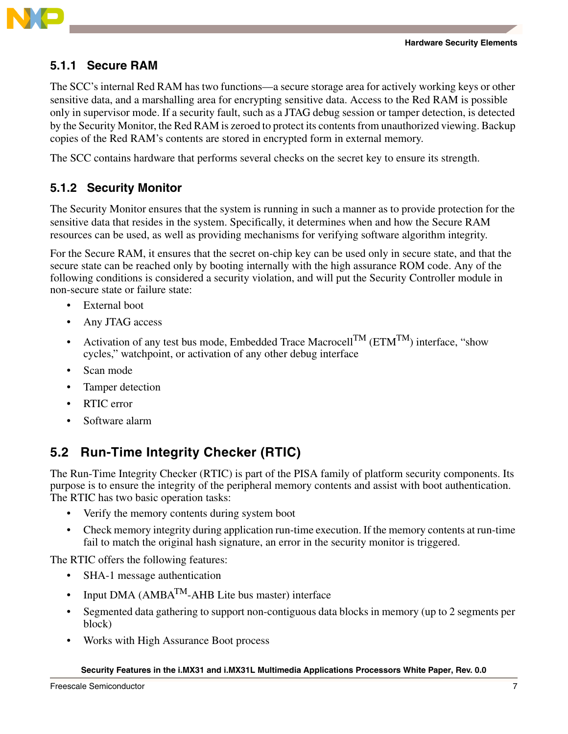### 5.1.1 Secure RAM

The SCC's internal Red RAM has two functions—a secure storage area for actively working keys or other sensitive data, and a marshalling area for encrypting sensitive data. Access to the Red RAM is possible only in supervisor mode. If a security fault, such as a JTAG debug session or tamper detection, is detected by the Security Monitor, the Red RAM is zeroed to protect its contents from unauthorized viewing. Backup copies of the Red RAM's contents are stored in encrypted form in external memory.

The SCC contains hardware that performs several checks on the secret key to ensure its strength.

### 5.1.2 Security Monitor

The Security Monitor ensures that the system is running in such a manner as to provide protection for the sensitive data that resides in the system. Specifically, it determines when and how the Secure RAM resources can be used, as well as providing mechanisms for verifying software algorithm integrity.

For the Secure RAM, it ensures that the secret on-chip key can be used only in secure state, and that the secure state can be reached only by booting internally with the high assurance ROM code. Any of the following conditions is considered a security violation, and will put the Security Controller module in non-secure state or failure state:

- External boot
- Any JTAG access
- Activation of any test bus mode, Embedded Trace Macrocell™ (ETM™) interface, "show cycles," watchpoint, or activation of any other debug interface
- Scan mode
- Tamper detection
- RTIC error
- Software alarm

## 5.2 Run-Time Integrity Checker (RTIC)

The Run-Time Integrity Checker (RTIC) is part of the PISA family of platform security components. Its purpose is to ensure the integrity of the peripheral memory contents and assist with boot authentication. The RTIC has two basic operation tasks:

- Verify the memory contents during system boot
- Check memory integrity during application run-time execution. If the memory contents at run-time fail to match the original hash signature, an error in the security monitor is triggered.

The RTIC offers the following features:

- SHA-1 message authentication
- Input DMA (AMBA™-AHB Lite bus master) interface
- Segmented data gathering to support non-contiguous data blocks in memory (up to 2 segments per block)
- Works with High Assurance Boot process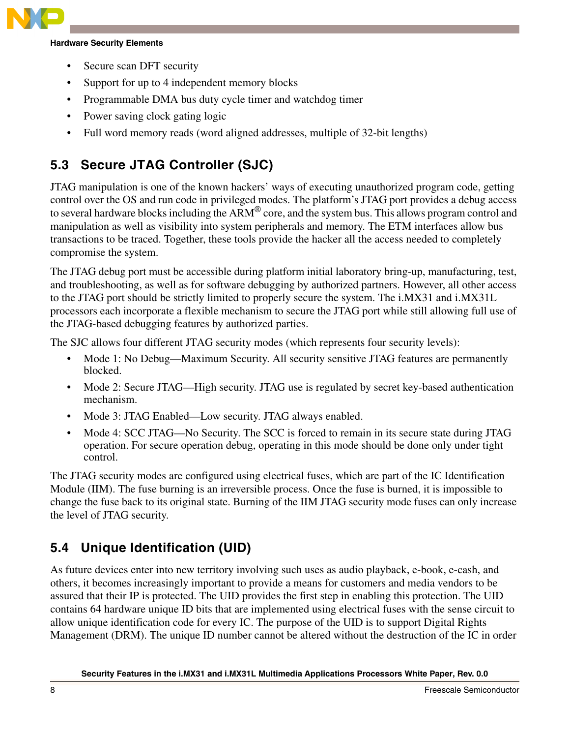- Secure scan DFT security
- Support for up to 4 independent memory blocks
- Programmable DMA bus duty cycle timer and watchdog timer
- Power saving clock gating logic
- Full word memory reads (word aligned addresses, multiple of 32-bit lengths)

## 5.3 Secure JTAG Controller (SJC)

JTAG manipulation is one of the known hackers' ways of executing unauthorized program code, getting control over the OS and run code in privileged modes. The platform's JTAG port provides a debug access to several hardware blocks including the ARM® core, and the system bus. This allows program control and manipulation as well as visibility into system peripherals and memory. The ETM interfaces allow bus transactions to be traced. Together, these tools provide the hacker all the access needed to completely compromise the system.

The JTAG debug port must be accessible during platform initial laboratory bring-up, manufacturing, test, and troubleshooting, as well as for software debugging by authorized partners. However, all other access to the JTAG port should be strictly limited to properly secure the system. The i.MX31 and i.MX31L processors each incorporate a flexible mechanism to secure the JTAG port while still allowing full use of the JTAG-based debugging features by authorized parties.

The SJC allows four different JTAG security modes (which represents four security levels):

- Mode 1: No Debug—Maximum Security. All security sensitive JTAG features are permanently blocked.
- Mode 2: Secure JTAG—High security. JTAG use is regulated by secret key-based authentication mechanism.
- Mode 3: JTAG Enabled—Low security. JTAG always enabled.
- Mode 4: SCC JTAG—No Security. The SCC is forced to remain in its secure state during JTAG operation. For secure operation debug, operating in this mode should be done only under tight control.

The JTAG security modes are configured using electrical fuses, which are part of the IC Identification Module (IIM). The fuse burning is an irreversible process. Once the fuse is burned, it is impossible to change the fuse back to its original state. Burning of the IIM JTAG security mode fuses can only increase the level of JTAG security.

## 5.4 Unique Identification (UID)

As future devices enter into new territory involving such uses as audio playback, e-book, e-cash, and others, it becomes increasingly important to provide a means for customers and media vendors to be assured that their IP is protected. The UID provides the first step in enabling this protection. The UID contains 64 hardware unique ID bits that are implemented using electrical fuses with the sense circuit to allow unique identification code for every IC. The purpose of the UID is to support Digital Rights Management (DRM). The unique ID number cannot be altered without the destruction of the IC in order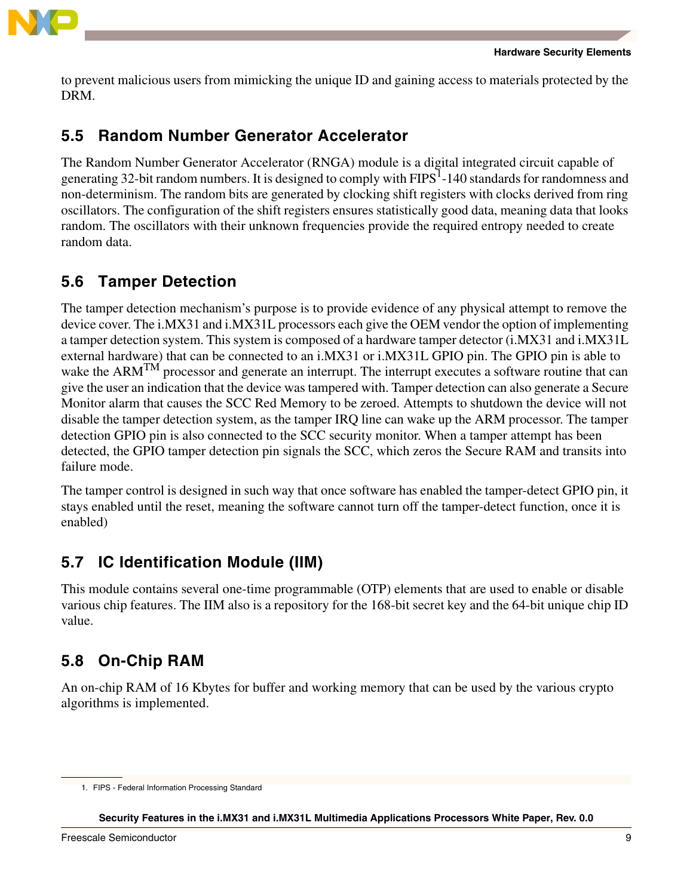to prevent malicious users from mimicking the unique ID and gaining access to materials protected by the DRM.

## 5.5 Random Number Generator Accelerator

The Random Number Generator Accelerator (RNGA) module is a digital integrated circuit capable of generating 32-bit random numbers. It is designed to comply with FIPS[1]-140 standards for randomness and non-determinism. The random bits are generated by clocking shift registers with clocks derived from ring oscillators. The configuration of the shift registers ensures statistically good data, meaning data that looks random. The oscillators with their unknown frequencies provide the required entropy needed to create random data.

## 5.6 Tamper Detection

The tamper detection mechanism's purpose is to provide evidence of any physical attempt to remove the device cover. The i.MX31 and i.MX31L processors each give the OEM vendor the option of implementing a tamper detection system. This system is composed of a hardware tamper detector (i.MX31 and i.MX31L external hardware) that can be connected to an i.MX31 or i.MX31L GPIO pin. The GPIO pin is able to wake the ARM™ processor and generate an interrupt. The interrupt executes a software routine that can give the user an indication that the device was tampered with. Tamper detection can also generate a Secure Monitor alarm that causes the SCC Red Memory to be zeroed. Attempts to shutdown the device will not disable the tamper detection system, as the tamper IRQ line can wake up the ARM processor. The tamper detection GPIO pin is also connected to the SCC security monitor. When a tamper attempt has been detected, the GPIO tamper detection pin signals the SCC, which zeros the Secure RAM and transits into failure mode.

The tamper control is designed in such way that once software has enabled the tamper-detect GPIO pin, it stays enabled until the reset, meaning the software cannot turn off the tamper-detect function, once it is enabled)

## 5.7 IC Identification Module (IIM)

This module contains several one-time programmable (OTP) elements that are used to enable or disable various chip features. The IIM also is a repository for the 168-bit secret key and the 64-bit unique chip ID value.

## 5.8 On-Chip RAM

An on-chip RAM of 16 Kbytes for buffer and working memory that can be used by the various crypto algorithms is implemented.

---

1. FIPS - Federal Information Processing Standard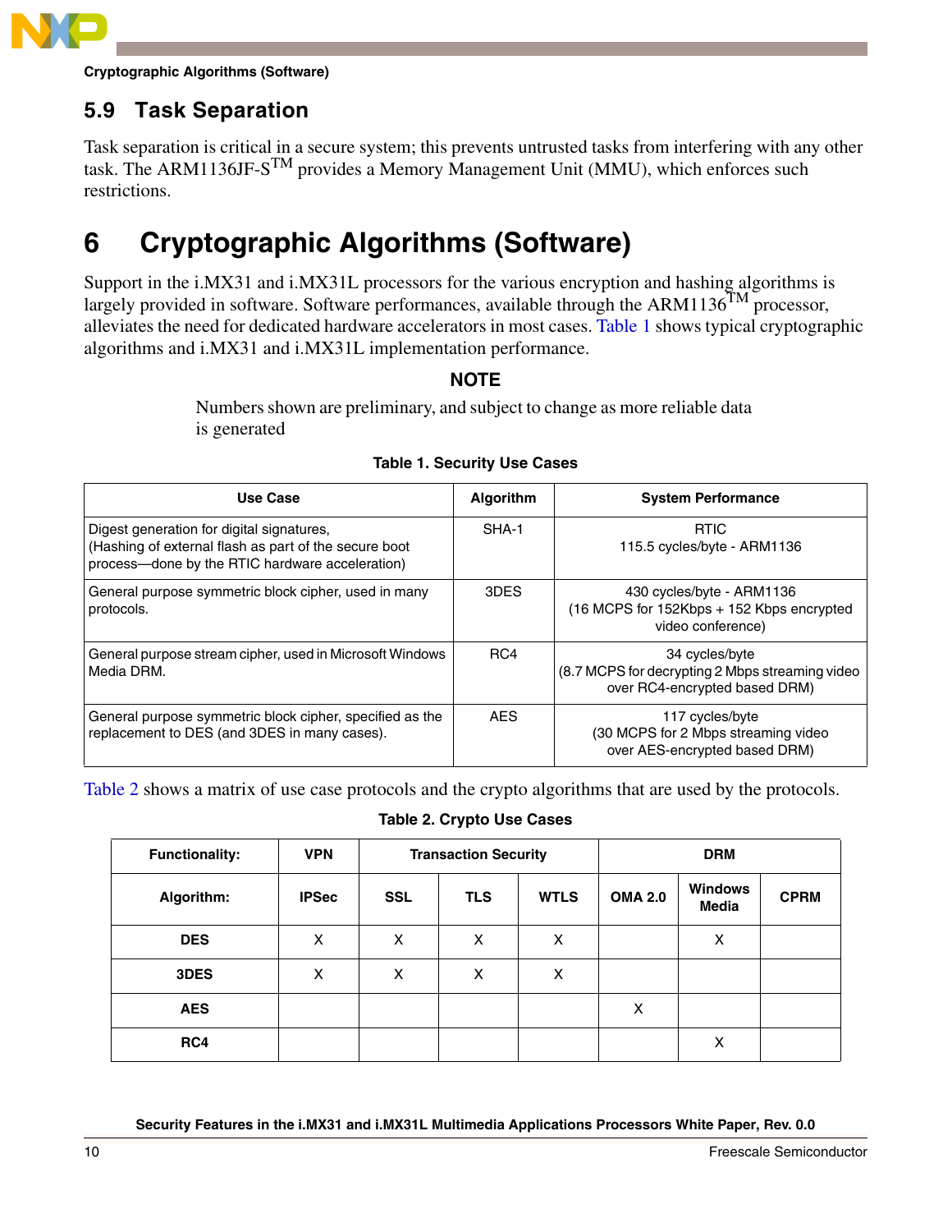## 5.9 Task Separation

Task separation is critical in a secure system; this prevents untrusted tasks from interfering with any other task. The ARM1136JF-S™ provides a Memory Management Unit (MMU), which enforces such restrictions.

# 6 Cryptographic Algorithms (Software)

Support in the i.MX31 and i.MX31L processors for the various encryption and hashing algorithms is largely provided in software. Software performances, available through the ARM1136™ processor, alleviates the need for dedicated hardware accelerators in most cases. Table 1 shows typical cryptographic algorithms and i.MX31 and i.MX31L implementation performance.

**NOTE**

Numbers shown are preliminary, and subject to change as more reliable data is generated

**Table 1. Security Use Cases**

| Use Case | Algorithm | System Performance |
|---|---|---|
| Digest generation for digital signatures, (Hashing of external flash as part of the secure boot process—done by the RTIC hardware acceleration) | SHA-1 | RTIC 115.5 cycles/byte - ARM1136 |
| General purpose symmetric block cipher, used in many protocols. | 3DES | 430 cycles/byte - ARM1136 (16 MCPS for 152Kbps + 152 Kbps encrypted video conference) |
| General purpose stream cipher, used in Microsoft Windows Media DRM. | RC4 | 34 cycles/byte (8.7 MCPS for decrypting 2 Mbps streaming video over RC4-encrypted based DRM) |
| General purpose symmetric block cipher, specified as the replacement to DES (and 3DES in many cases). | AES | 117 cycles/byte (30 MCPS for 2 Mbps streaming video over AES-encrypted based DRM) |

Table 2 shows a matrix of use case protocols and the crypto algorithms that are used by the protocols.

**Table 2. Crypto Use Cases**

| Functionality: | VPN | Transaction Security | | | DRM | | |
|---|---|---|---|---|---|---|---|
| **Algorithm:** | **IPSec** | **SSL** | **TLS** | **WTLS** | **OMA 2.0** | **Windows Media** | **CPRM** |
| **DES** | X | X | X | X | | X | |
| **3DES** | X | X | X | X | | | |
| **AES** | | | | | X | | |
| **RC4** | | | | | | X | |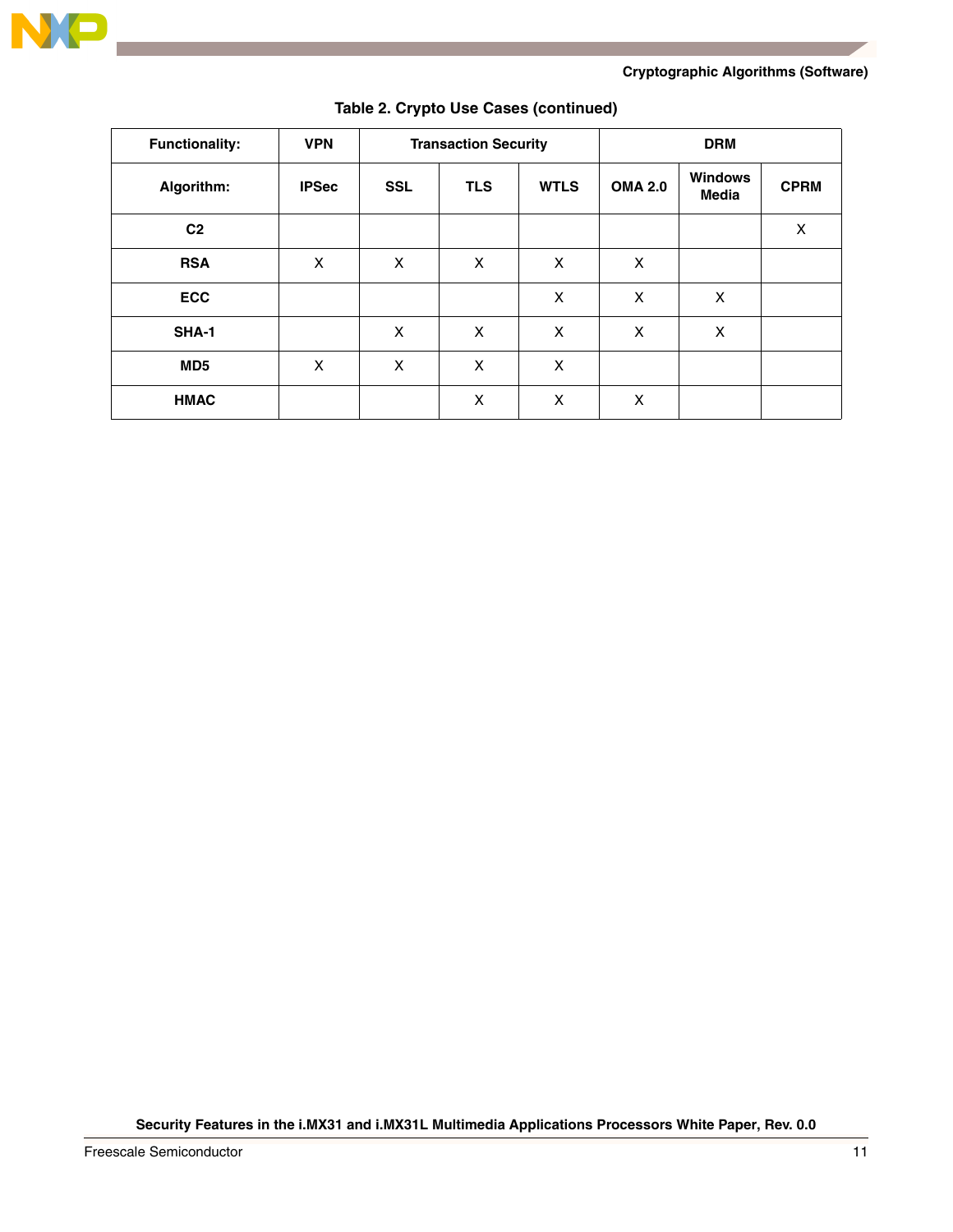**Table 2. Crypto Use Cases (continued)**

| Functionality: | VPN | Transaction Security | | | DRM | | |
|---|---|---|---|---|---|---|---|
| **Algorithm:** | **IPSec** | **SSL** | **TLS** | **WTLS** | **OMA 2.0** | **Windows Media** | **CPRM** |
| **C2** | | | | | | | X |
| **RSA** | X | X | X | X | X | | |
| **ECC** | | | | X | X | X | |
| **SHA-1** | | X | X | X | X | X | |
| **MD5** | X | X | X | X | | | |
| **HMAC** | | | X | X | X | | |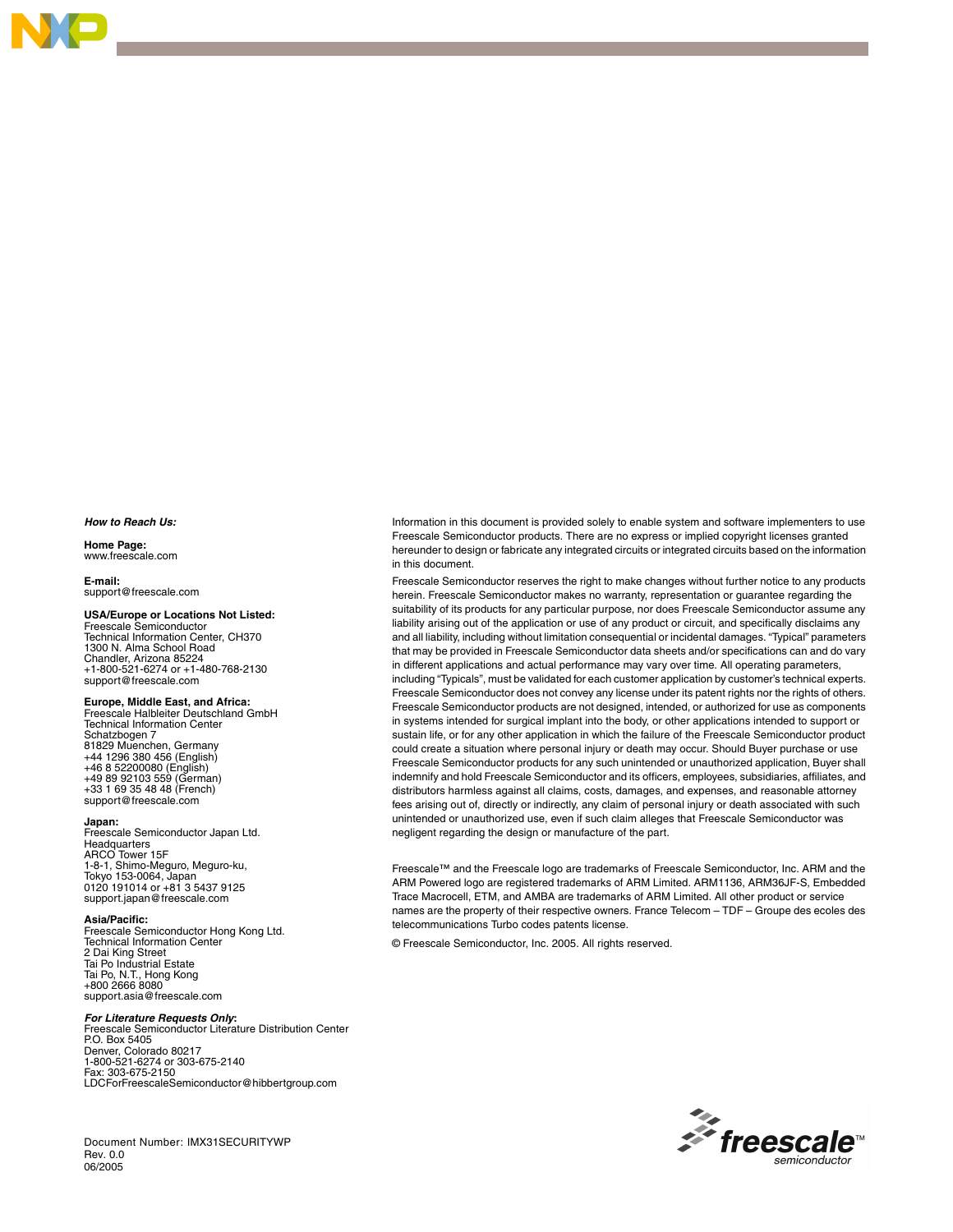***How to Reach Us:***

**Home Page:**
www.freescale.com

**E-mail:**
support@freescale.com

**USA/Europe or Locations Not Listed:**
Freescale Semiconductor
Technical Information Center, CH370
1300 N. Alma School Road
Chandler, Arizona 85224
+1-800-521-6274 or +1-480-768-2130
support@freescale.com

**Europe, Middle East, and Africa:**
Freescale Halbleiter Deutschland GmbH
Technical Information Center
Schatzbogen 7
81829 Muenchen, Germany
+44 1296 380 456 (English)
+46 8 52200080 (English)
+49 89 92103 559 (German)
+33 1 69 35 48 48 (French)
support@freescale.com

**Japan:**
Freescale Semiconductor Japan Ltd.
Headquarters
ARCO Tower 15F
1-8-1, Shimo-Meguro, Meguro-ku,
Tokyo 153-0064, Japan
0120 191014 or +81 3 5437 9125
support.japan@freescale.com

**Asia/Pacific:**
Freescale Semiconductor Hong Kong Ltd.
Technical Information Center
2 Dai King Street
Tai Po Industrial Estate
Tai Po, N.T., Hong Kong
+800 2666 8080
support.asia@freescale.com

***For Literature Requests Only*:**
Freescale Semiconductor Literature Distribution Center
P.O. Box 5405
Denver, Colorado 80217
1-800-521-6274 or 303-675-2140
Fax: 303-675-2150
LDCForFreescaleSemiconductor@hibbertgroup.com

Information in this document is provided solely to enable system and software implementers to use Freescale Semiconductor products. There are no express or implied copyright licenses granted hereunder to design or fabricate any integrated circuits or integrated circuits based on the information in this document.

Freescale Semiconductor reserves the right to make changes without further notice to any products herein. Freescale Semiconductor makes no warranty, representation or guarantee regarding the suitability of its products for any particular purpose, nor does Freescale Semiconductor assume any liability arising out of the application or use of any product or circuit, and specifically disclaims any and all liability, including without limitation consequential or incidental damages. "Typical" parameters that may be provided in Freescale Semiconductor data sheets and/or specifications can and do vary in different applications and actual performance may vary over time. All operating parameters, including "Typicals", must be validated for each customer application by customer's technical experts. Freescale Semiconductor does not convey any license under its patent rights nor the rights of others. Freescale Semiconductor products are not designed, intended, or authorized for use as components in systems intended for surgical implant into the body, or other applications intended to support or sustain life, or for any other application in which the failure of the Freescale Semiconductor product could create a situation where personal injury or death may occur. Should Buyer purchase or use Freescale Semiconductor products for any such unintended or unauthorized application, Buyer shall indemnify and hold Freescale Semiconductor and its officers, employees, subsidiaries, affiliates, and distributors harmless against all claims, costs, damages, and expenses, and reasonable attorney fees arising out of, directly or indirectly, any claim of personal injury or death associated with such unintended or unauthorized use, even if such claim alleges that Freescale Semiconductor was negligent regarding the design or manufacture of the part.

Freescale™ and the Freescale logo are trademarks of Freescale Semiconductor, Inc. ARM and the ARM Powered logo are registered trademarks of ARM Limited. ARM1136, ARM36JF-S, Embedded Trace Macrocell, ETM, and AMBA are trademarks of ARM Limited. All other product or service names are the property of their respective owners. France Telecom – TDF – Groupe des ecoles des telecommunications Turbo codes patents license.

© Freescale Semiconductor, Inc. 2005. All rights reserved.

Document Number: IMX31SECURITYWP
Rev. 0.0
06/2005